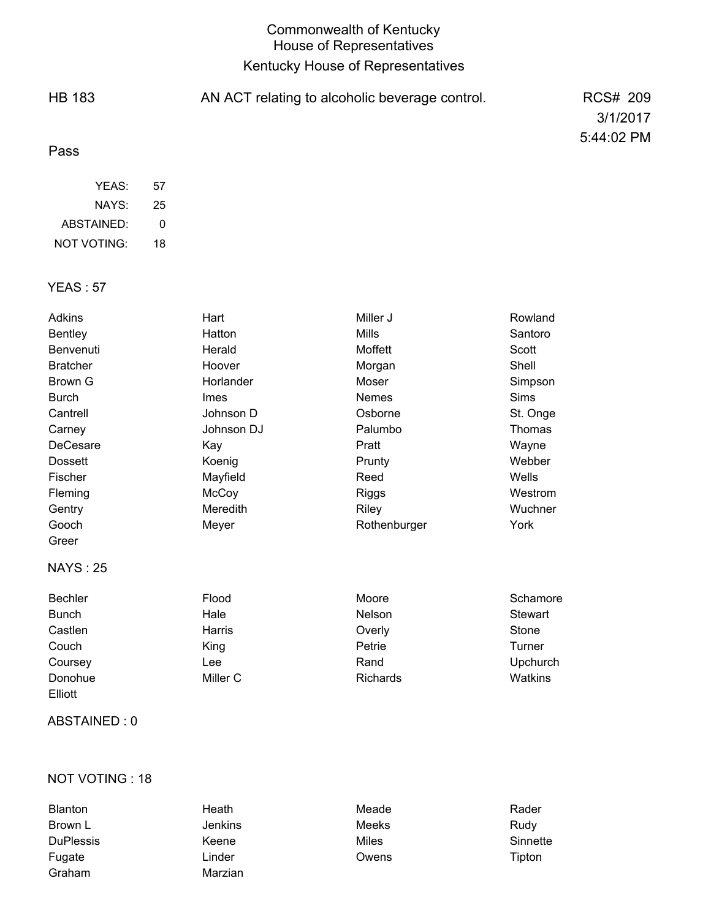# Commonwealth of Kentucky
## House of Representatives
## Kentucky House of Representatives

HB 183 — AN ACT relating to alcoholic beverage control. — RCS# 209

3/1/2017

5:44:02 PM

Pass

| | |
|---|---|
| YEAS: | 57 |
| NAYS: | 25 |
| ABSTAINED: | 0 |
| NOT VOTING: | 18 |

### YEAS : 57

| | | | |
|---|---|---|---|
| Adkins | Hart | Miller J | Rowland |
| Bentley | Hatton | Mills | Santoro |
| Benvenuti | Herald | Moffett | Scott |
| Bratcher | Hoover | Morgan | Shell |
| Brown G | Horlander | Moser | Simpson |
| Burch | Imes | Nemes | Sims |
| Cantrell | Johnson D | Osborne | St. Onge |
| Carney | Johnson DJ | Palumbo | Thomas |
| DeCesare | Kay | Pratt | Wayne |
| Dossett | Koenig | Prunty | Webber |
| Fischer | Mayfield | Reed | Wells |
| Fleming | McCoy | Riggs | Westrom |
| Gentry | Meredith | Riley | Wuchner |
| Gooch | Meyer | Rothenburger | York |
| Greer | | | |

### NAYS : 25

| | | | |
|---|---|---|---|
| Bechler | Flood | Moore | Schamore |
| Bunch | Hale | Nelson | Stewart |
| Castlen | Harris | Overly | Stone |
| Couch | King | Petrie | Turner |
| Coursey | Lee | Rand | Upchurch |
| Donohue | Miller C | Richards | Watkins |
| Elliott | | | |

### ABSTAINED : 0

### NOT VOTING : 18

| | | | |
|---|---|---|---|
| Blanton | Heath | Meade | Rader |
| Brown L | Jenkins | Meeks | Rudy |
| DuPlessis | Keene | Miles | Sinnette |
| Fugate | Linder | Owens | Tipton |
| Graham | Marzian | | |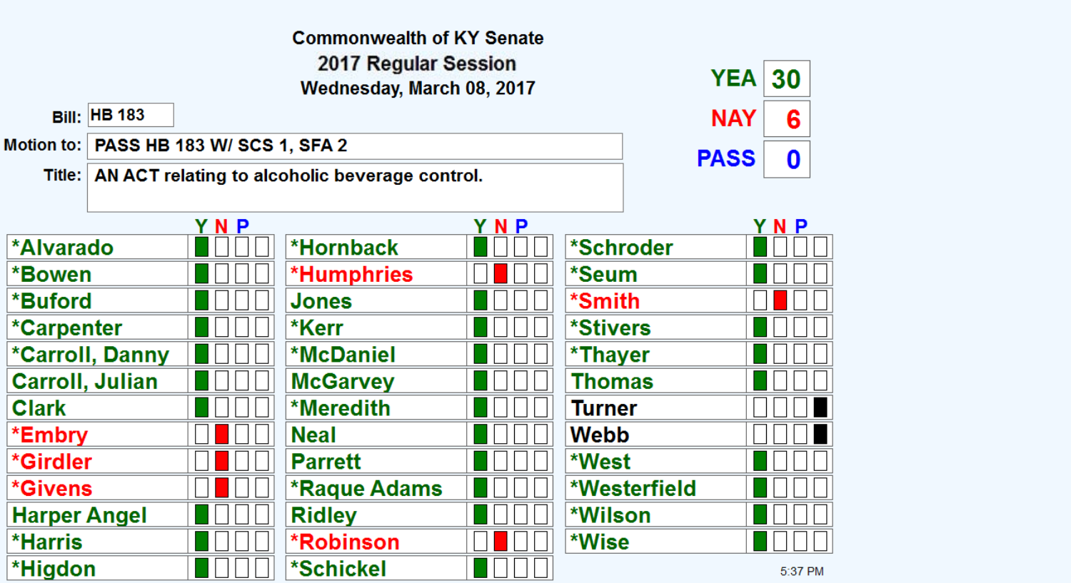# Commonwealth of KY Senate

## 2017 Regular Session

### Wednesday, March 08, 2017

**Bill:** HB 183

**Motion to:** PASS HB 183 W/ SCS 1, SFA 2

**Title:** AN ACT relating to alcoholic beverage control.

| | |
|---|---|
| YEA | 30 |
| NAY | 6 |
| PASS | 0 |

| Member | Y | N | P | |
|---|---|---|---|---|
| *Alvarado | ■ | | | |
| *Bowen | ■ | | | |
| *Buford | ■ | | | |
| *Carpenter | ■ | | | |
| *Carroll, Danny | ■ | | | |
| Carroll, Julian | ■ | | | |
| Clark | ■ | | | |
| *Embry | | ■ | | |
| *Girdler | | ■ | | |
| *Givens | | ■ | | |
| Harper Angel | ■ | | | |
| *Harris | ■ | | | |
| *Higdon | ■ | | | |
| *Hornback | ■ | | | |
| *Humphries | | ■ | | |
| Jones | ■ | | | |
| *Kerr | ■ | | | |
| *McDaniel | ■ | | | |
| McGarvey | ■ | | | |
| *Meredith | ■ | | | |
| Neal | ■ | | | |
| Parrett | ■ | | | |
| *Raque Adams | ■ | | | |
| Ridley | ■ | | | |
| *Robinson | | ■ | | |
| *Schickel | ■ | | | |
| *Schroder | ■ | | | |
| *Seum | ■ | | | |
| *Smith | | ■ | | |
| *Stivers | ■ | | | |
| *Thayer | ■ | | | |
| Thomas | ■ | | | |
| Turner | | | | ■ |
| Webb | | | | ■ |
| *West | ■ | | | |
| *Westerfield | ■ | | | |
| *Wilson | ■ | | | |
| *Wise | ■ | | | |

5:37 PM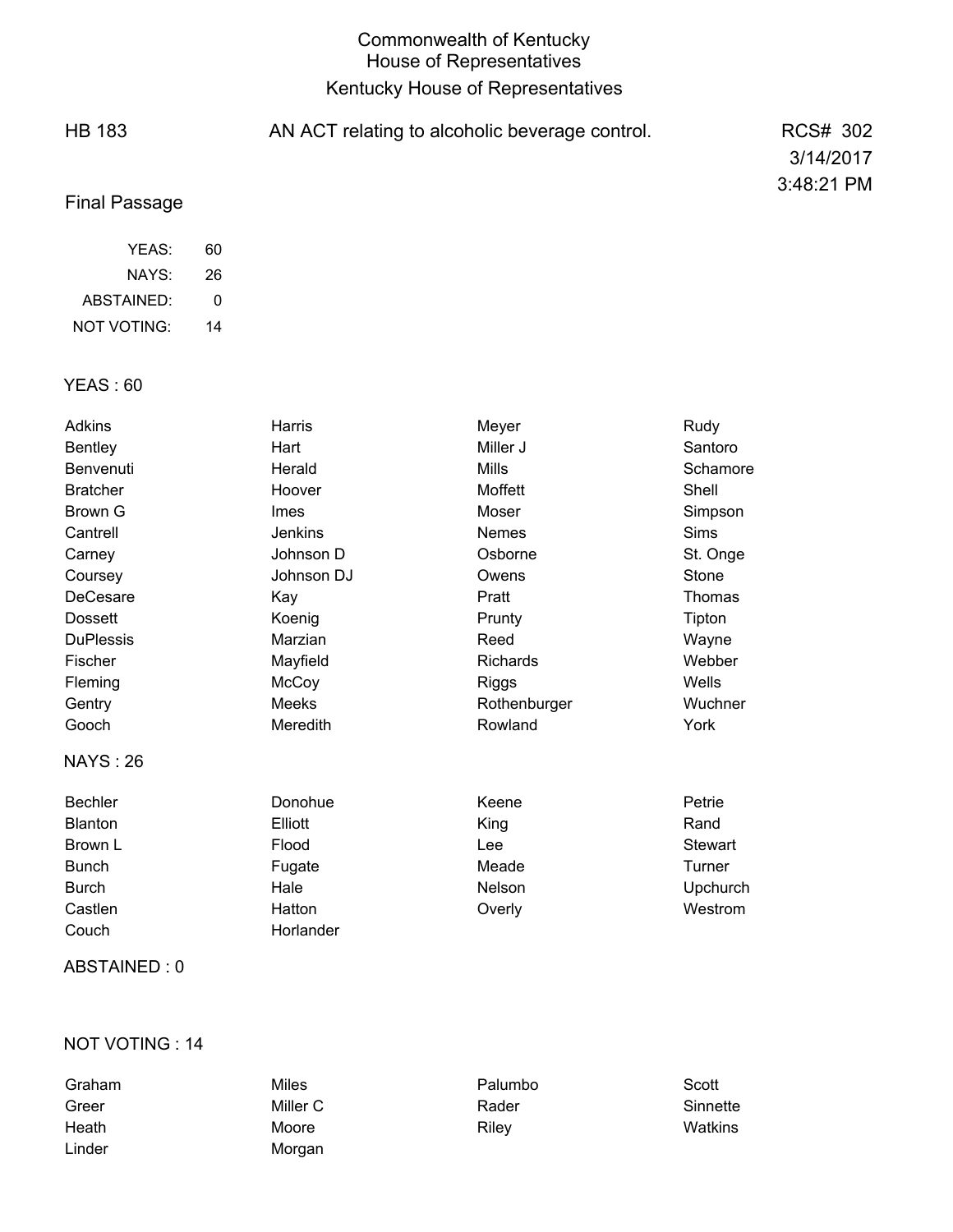# Commonwealth of Kentucky
## House of Representatives
## Kentucky House of Representatives

HB 183 AN ACT relating to alcoholic beverage control. RCS# 302

3/14/2017

3:48:21 PM

### Final Passage

| | |
|---|---|
| YEAS: | 60 |
| NAYS: | 26 |
| ABSTAINED: | 0 |
| NOT VOTING: | 14 |

### YEAS : 60

| | | | |
|---|---|---|---|
| Adkins | Harris | Meyer | Rudy |
| Bentley | Hart | Miller J | Santoro |
| Benvenuti | Herald | Mills | Schamore |
| Bratcher | Hoover | Moffett | Shell |
| Brown G | Imes | Moser | Simpson |
| Cantrell | Jenkins | Nemes | Sims |
| Carney | Johnson D | Osborne | St. Onge |
| Coursey | Johnson DJ | Owens | Stone |
| DeCesare | Kay | Pratt | Thomas |
| Dossett | Koenig | Prunty | Tipton |
| DuPlessis | Marzian | Reed | Wayne |
| Fischer | Mayfield | Richards | Webber |
| Fleming | McCoy | Riggs | Wells |
| Gentry | Meeks | Rothenburger | Wuchner |
| Gooch | Meredith | Rowland | York |

### NAYS : 26

| | | | |
|---|---|---|---|
| Bechler | Donohue | Keene | Petrie |
| Blanton | Elliott | King | Rand |
| Brown L | Flood | Lee | Stewart |
| Bunch | Fugate | Meade | Turner |
| Burch | Hale | Nelson | Upchurch |
| Castlen | Hatton | Overly | Westrom |
| Couch | Horlander | | |

### ABSTAINED : 0

### NOT VOTING : 14

| | | | |
|---|---|---|---|
| Graham | Miles | Palumbo | Scott |
| Greer | Miller C | Rader | Sinnette |
| Heath | Moore | Riley | Watkins |
| Linder | Morgan | | |